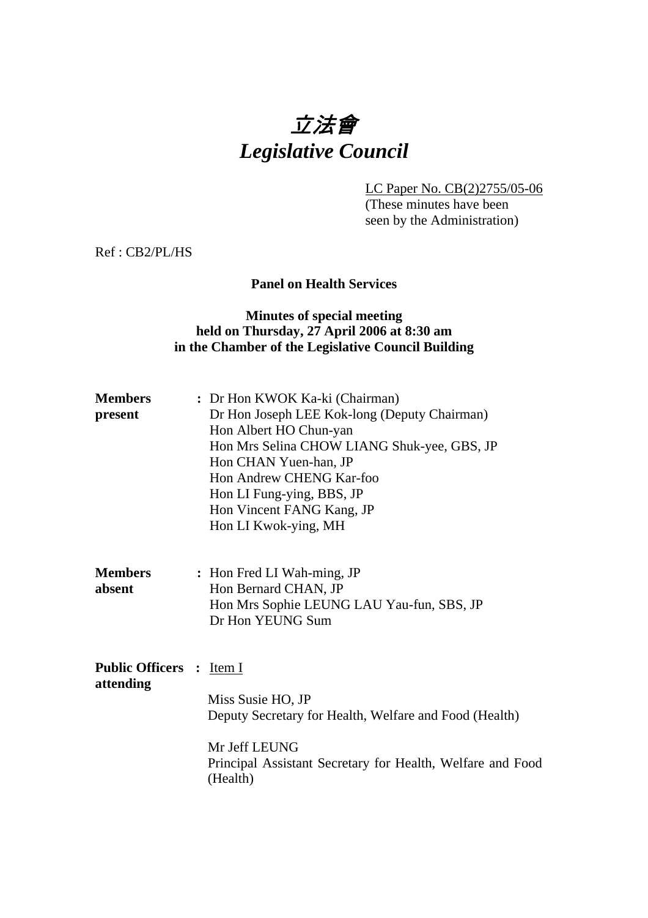# *立法會*
# *Legislative Council*

LC Paper No. CB(2)2755/05-06
(These minutes have been seen by the Administration)

Ref : CB2/PL/HS

**Panel on Health Services**

**Minutes of special meeting held on Thursday, 27 April 2006 at 8:30 am in the Chamber of the Legislative Council Building**

**Members present** :
Dr Hon KWOK Ka-ki (Chairman)
Dr Hon Joseph LEE Kok-long (Deputy Chairman)
Hon Albert HO Chun-yan
Hon Mrs Selina CHOW LIANG Shuk-yee, GBS, JP
Hon CHAN Yuen-han, JP
Hon Andrew CHENG Kar-foo
Hon LI Fung-ying, BBS, JP
Hon Vincent FANG Kang, JP
Hon LI Kwok-ying, MH

**Members absent** :
Hon Fred LI Wah-ming, JP
Hon Bernard CHAN, JP
Hon Mrs Sophie LEUNG LAU Yau-fun, SBS, JP
Dr Hon YEUNG Sum

**Public Officers attending** : Item I

Miss Susie HO, JP
Deputy Secretary for Health, Welfare and Food (Health)

Mr Jeff LEUNG
Principal Assistant Secretary for Health, Welfare and Food (Health)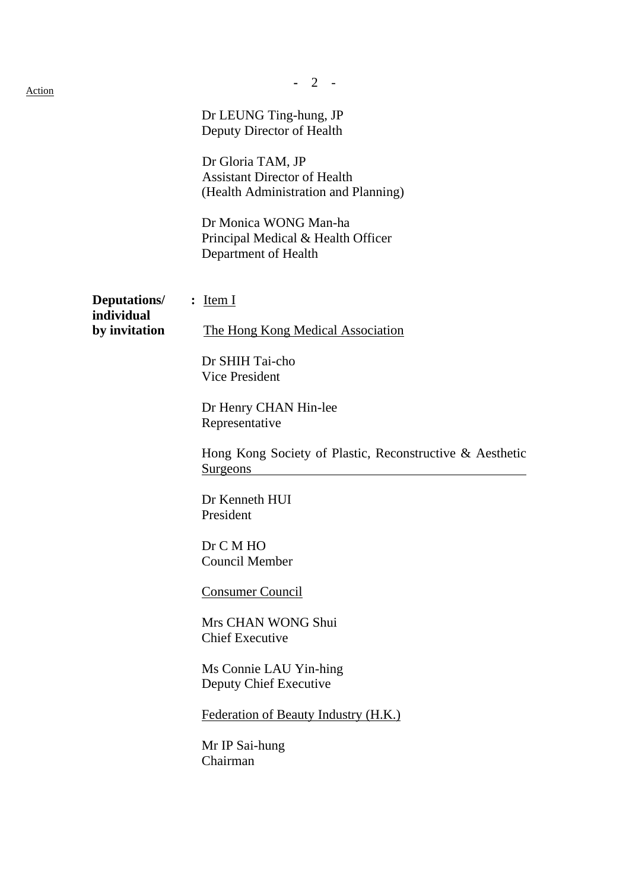Dr LEUNG Ting-hung, JP
Deputy Director of Health

Dr Gloria TAM, JP
Assistant Director of Health
(Health Administration and Planning)

Dr Monica WONG Man-ha
Principal Medical & Health Officer
Department of Health

**Deputations/ individual by invitation** : Item I

The Hong Kong Medical Association

Dr SHIH Tai-cho
Vice President

Dr Henry CHAN Hin-lee
Representative

Hong Kong Society of Plastic, Reconstructive & Aesthetic Surgeons

Dr Kenneth HUI
President

Dr C M HO
Council Member

Consumer Council

Mrs CHAN WONG Shui
Chief Executive

Ms Connie LAU Yin-hing
Deputy Chief Executive

Federation of Beauty Industry (H.K.)

Mr IP Sai-hung
Chairman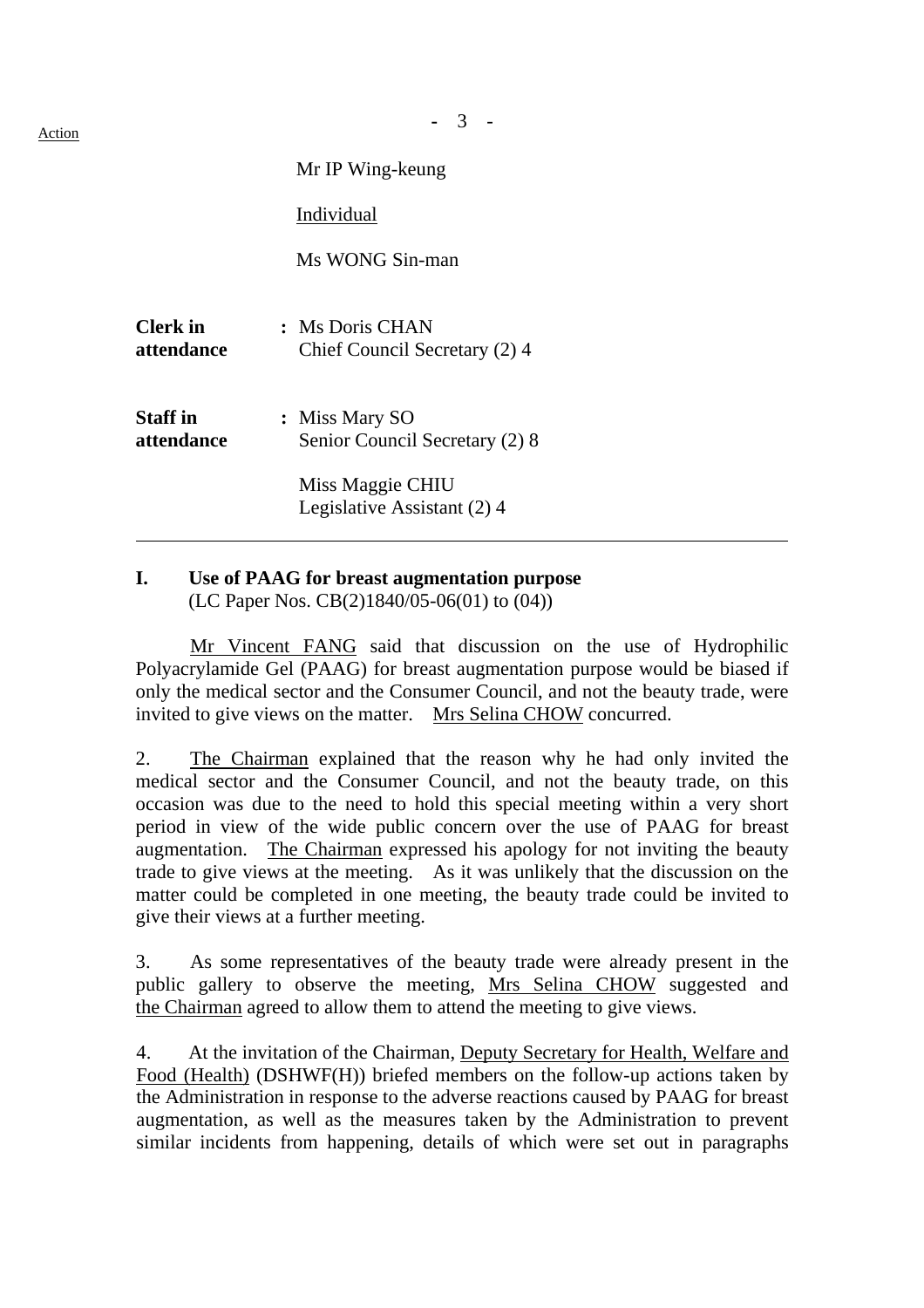Mr IP Wing-keung

Individual

Ms WONG Sin-man

| | |
|---|---|
| **Clerk in attendance** | : Ms Doris CHAN<br>Chief Council Secretary (2) 4 |
| **Staff in attendance** | : Miss Mary SO<br>Senior Council Secretary (2) 8<br><br>Miss Maggie CHIU<br>Legislative Assistant (2) 4 |

---

## I. Use of PAAG for breast augmentation purpose

(LC Paper Nos. CB(2)1840/05-06(01) to (04))

Mr Vincent FANG said that discussion on the use of Hydrophilic Polyacrylamide Gel (PAAG) for breast augmentation purpose would be biased if only the medical sector and the Consumer Council, and not the beauty trade, were invited to give views on the matter. Mrs Selina CHOW concurred.

2. The Chairman explained that the reason why he had only invited the medical sector and the Consumer Council, and not the beauty trade, on this occasion was due to the need to hold this special meeting within a very short period in view of the wide public concern over the use of PAAG for breast augmentation. The Chairman expressed his apology for not inviting the beauty trade to give views at the meeting. As it was unlikely that the discussion on the matter could be completed in one meeting, the beauty trade could be invited to give their views at a further meeting.

3. As some representatives of the beauty trade were already present in the public gallery to observe the meeting, Mrs Selina CHOW suggested and the Chairman agreed to allow them to attend the meeting to give views.

4. At the invitation of the Chairman, Deputy Secretary for Health, Welfare and Food (Health) (DSHWF(H)) briefed members on the follow-up actions taken by the Administration in response to the adverse reactions caused by PAAG for breast augmentation, as well as the measures taken by the Administration to prevent similar incidents from happening, details of which were set out in paragraphs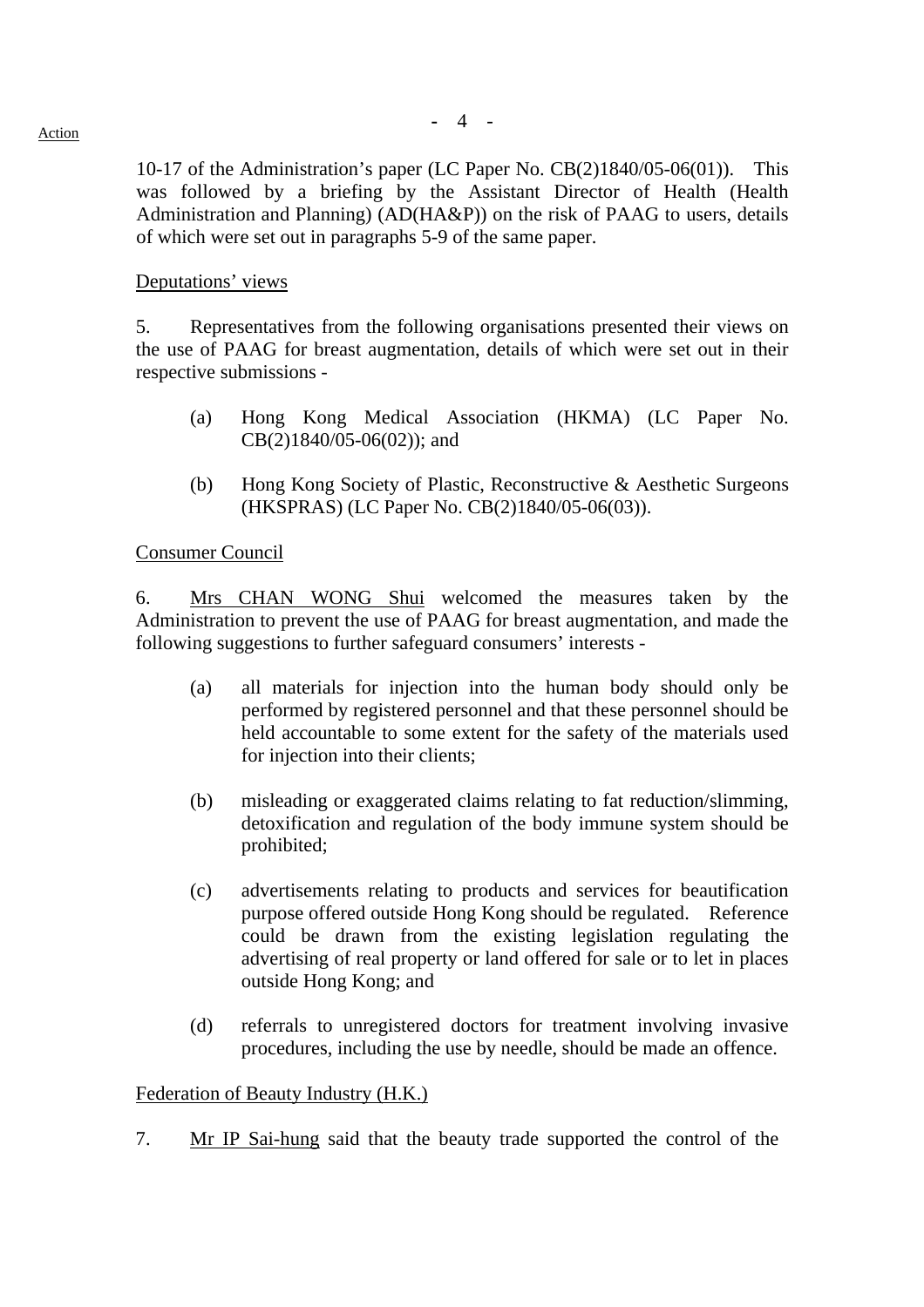10-17 of the Administration's paper (LC Paper No. CB(2)1840/05-06(01)). This was followed by a briefing by the Assistant Director of Health (Health Administration and Planning) (AD(HA&P)) on the risk of PAAG to users, details of which were set out in paragraphs 5-9 of the same paper.

Deputations' views

5. Representatives from the following organisations presented their views on the use of PAAG for breast augmentation, details of which were set out in their respective submissions -

(a) Hong Kong Medical Association (HKMA) (LC Paper No. CB(2)1840/05-06(02)); and

(b) Hong Kong Society of Plastic, Reconstructive & Aesthetic Surgeons (HKSPRAS) (LC Paper No. CB(2)1840/05-06(03)).

Consumer Council

6. Mrs CHAN WONG Shui welcomed the measures taken by the Administration to prevent the use of PAAG for breast augmentation, and made the following suggestions to further safeguard consumers' interests -

(a) all materials for injection into the human body should only be performed by registered personnel and that these personnel should be held accountable to some extent for the safety of the materials used for injection into their clients;

(b) misleading or exaggerated claims relating to fat reduction/slimming, detoxification and regulation of the body immune system should be prohibited;

(c) advertisements relating to products and services for beautification purpose offered outside Hong Kong should be regulated. Reference could be drawn from the existing legislation regulating the advertising of real property or land offered for sale or to let in places outside Hong Kong; and

(d) referrals to unregistered doctors for treatment involving invasive procedures, including the use by needle, should be made an offence.

Federation of Beauty Industry (H.K.)

7. Mr IP Sai-hung said that the beauty trade supported the control of the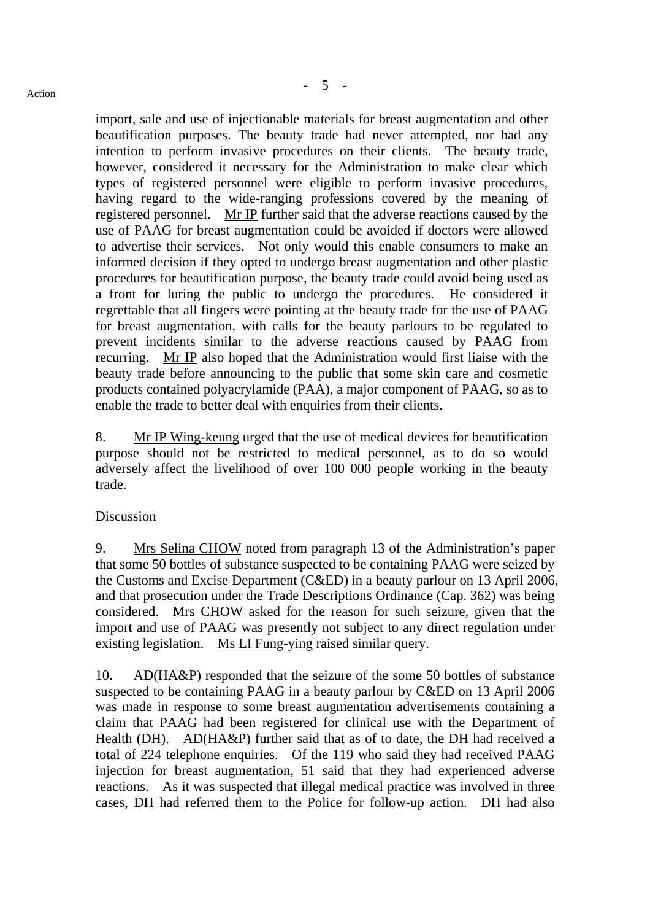import, sale and use of injectionable materials for breast augmentation and other beautification purposes. The beauty trade had never attempted, nor had any intention to perform invasive procedures on their clients. The beauty trade, however, considered it necessary for the Administration to make clear which types of registered personnel were eligible to perform invasive procedures, having regard to the wide-ranging professions covered by the meaning of registered personnel. Mr IP further said that the adverse reactions caused by the use of PAAG for breast augmentation could be avoided if doctors were allowed to advertise their services. Not only would this enable consumers to make an informed decision if they opted to undergo breast augmentation and other plastic procedures for beautification purpose, the beauty trade could avoid being used as a front for luring the public to undergo the procedures. He considered it regrettable that all fingers were pointing at the beauty trade for the use of PAAG for breast augmentation, with calls for the beauty parlours to be regulated to prevent incidents similar to the adverse reactions caused by PAAG from recurring. Mr IP also hoped that the Administration would first liaise with the beauty trade before announcing to the public that some skin care and cosmetic products contained polyacrylamide (PAA), a major component of PAAG, so as to enable the trade to better deal with enquiries from their clients.

8. Mr IP Wing-keung urged that the use of medical devices for beautification purpose should not be restricted to medical personnel, as to do so would adversely affect the livelihood of over 100 000 people working in the beauty trade.

Discussion

9. Mrs Selina CHOW noted from paragraph 13 of the Administration's paper that some 50 bottles of substance suspected to be containing PAAG were seized by the Customs and Excise Department (C&ED) in a beauty parlour on 13 April 2006, and that prosecution under the Trade Descriptions Ordinance (Cap. 362) was being considered. Mrs CHOW asked for the reason for such seizure, given that the import and use of PAAG was presently not subject to any direct regulation under existing legislation. Ms LI Fung-ying raised similar query.

10. AD(HA&P) responded that the seizure of the some 50 bottles of substance suspected to be containing PAAG in a beauty parlour by C&ED on 13 April 2006 was made in response to some breast augmentation advertisements containing a claim that PAAG had been registered for clinical use with the Department of Health (DH). AD(HA&P) further said that as of to date, the DH had received a total of 224 telephone enquiries. Of the 119 who said they had received PAAG injection for breast augmentation, 51 said that they had experienced adverse reactions. As it was suspected that illegal medical practice was involved in three cases, DH had referred them to the Police for follow-up action. DH had also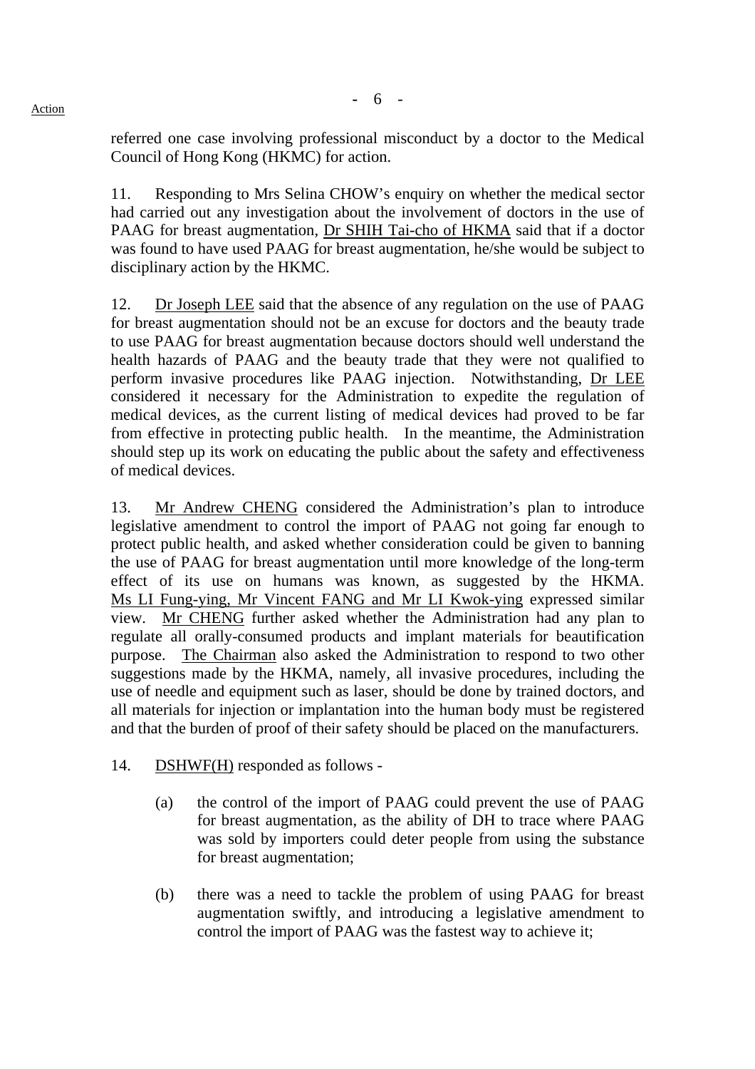referred one case involving professional misconduct by a doctor to the Medical Council of Hong Kong (HKMC) for action.

11. Responding to Mrs Selina CHOW's enquiry on whether the medical sector had carried out any investigation about the involvement of doctors in the use of PAAG for breast augmentation, Dr SHIH Tai-cho of HKMA said that if a doctor was found to have used PAAG for breast augmentation, he/she would be subject to disciplinary action by the HKMC.

12. Dr Joseph LEE said that the absence of any regulation on the use of PAAG for breast augmentation should not be an excuse for doctors and the beauty trade to use PAAG for breast augmentation because doctors should well understand the health hazards of PAAG and the beauty trade that they were not qualified to perform invasive procedures like PAAG injection. Notwithstanding, Dr LEE considered it necessary for the Administration to expedite the regulation of medical devices, as the current listing of medical devices had proved to be far from effective in protecting public health. In the meantime, the Administration should step up its work on educating the public about the safety and effectiveness of medical devices.

13. Mr Andrew CHENG considered the Administration's plan to introduce legislative amendment to control the import of PAAG not going far enough to protect public health, and asked whether consideration could be given to banning the use of PAAG for breast augmentation until more knowledge of the long-term effect of its use on humans was known, as suggested by the HKMA. Ms LI Fung-ying, Mr Vincent FANG and Mr LI Kwok-ying expressed similar view. Mr CHENG further asked whether the Administration had any plan to regulate all orally-consumed products and implant materials for beautification purpose. The Chairman also asked the Administration to respond to two other suggestions made by the HKMA, namely, all invasive procedures, including the use of needle and equipment such as laser, should be done by trained doctors, and all materials for injection or implantation into the human body must be registered and that the burden of proof of their safety should be placed on the manufacturers.

14. DSHWF(H) responded as follows -

(a) the control of the import of PAAG could prevent the use of PAAG for breast augmentation, as the ability of DH to trace where PAAG was sold by importers could deter people from using the substance for breast augmentation;

(b) there was a need to tackle the problem of using PAAG for breast augmentation swiftly, and introducing a legislative amendment to control the import of PAAG was the fastest way to achieve it;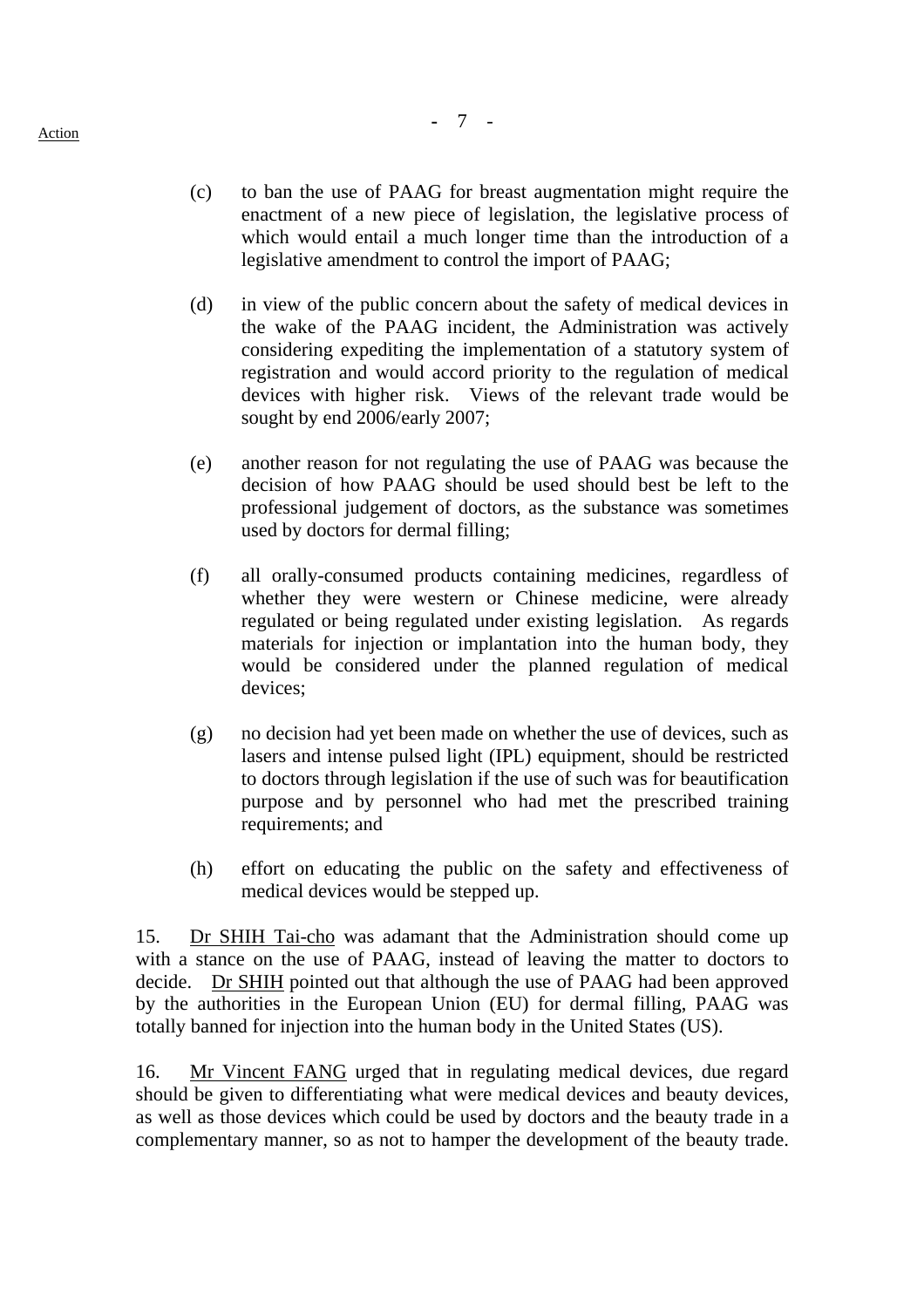(c) to ban the use of PAAG for breast augmentation might require the enactment of a new piece of legislation, the legislative process of which would entail a much longer time than the introduction of a legislative amendment to control the import of PAAG;

(d) in view of the public concern about the safety of medical devices in the wake of the PAAG incident, the Administration was actively considering expediting the implementation of a statutory system of registration and would accord priority to the regulation of medical devices with higher risk. Views of the relevant trade would be sought by end 2006/early 2007;

(e) another reason for not regulating the use of PAAG was because the decision of how PAAG should be used should best be left to the professional judgement of doctors, as the substance was sometimes used by doctors for dermal filling;

(f) all orally-consumed products containing medicines, regardless of whether they were western or Chinese medicine, were already regulated or being regulated under existing legislation. As regards materials for injection or implantation into the human body, they would be considered under the planned regulation of medical devices;

(g) no decision had yet been made on whether the use of devices, such as lasers and intense pulsed light (IPL) equipment, should be restricted to doctors through legislation if the use of such was for beautification purpose and by personnel who had met the prescribed training requirements; and

(h) effort on educating the public on the safety and effectiveness of medical devices would be stepped up.

15. Dr SHIH Tai-cho was adamant that the Administration should come up with a stance on the use of PAAG, instead of leaving the matter to doctors to decide. Dr SHIH pointed out that although the use of PAAG had been approved by the authorities in the European Union (EU) for dermal filling, PAAG was totally banned for injection into the human body in the United States (US).

16. Mr Vincent FANG urged that in regulating medical devices, due regard should be given to differentiating what were medical devices and beauty devices, as well as those devices which could be used by doctors and the beauty trade in a complementary manner, so as not to hamper the development of the beauty trade.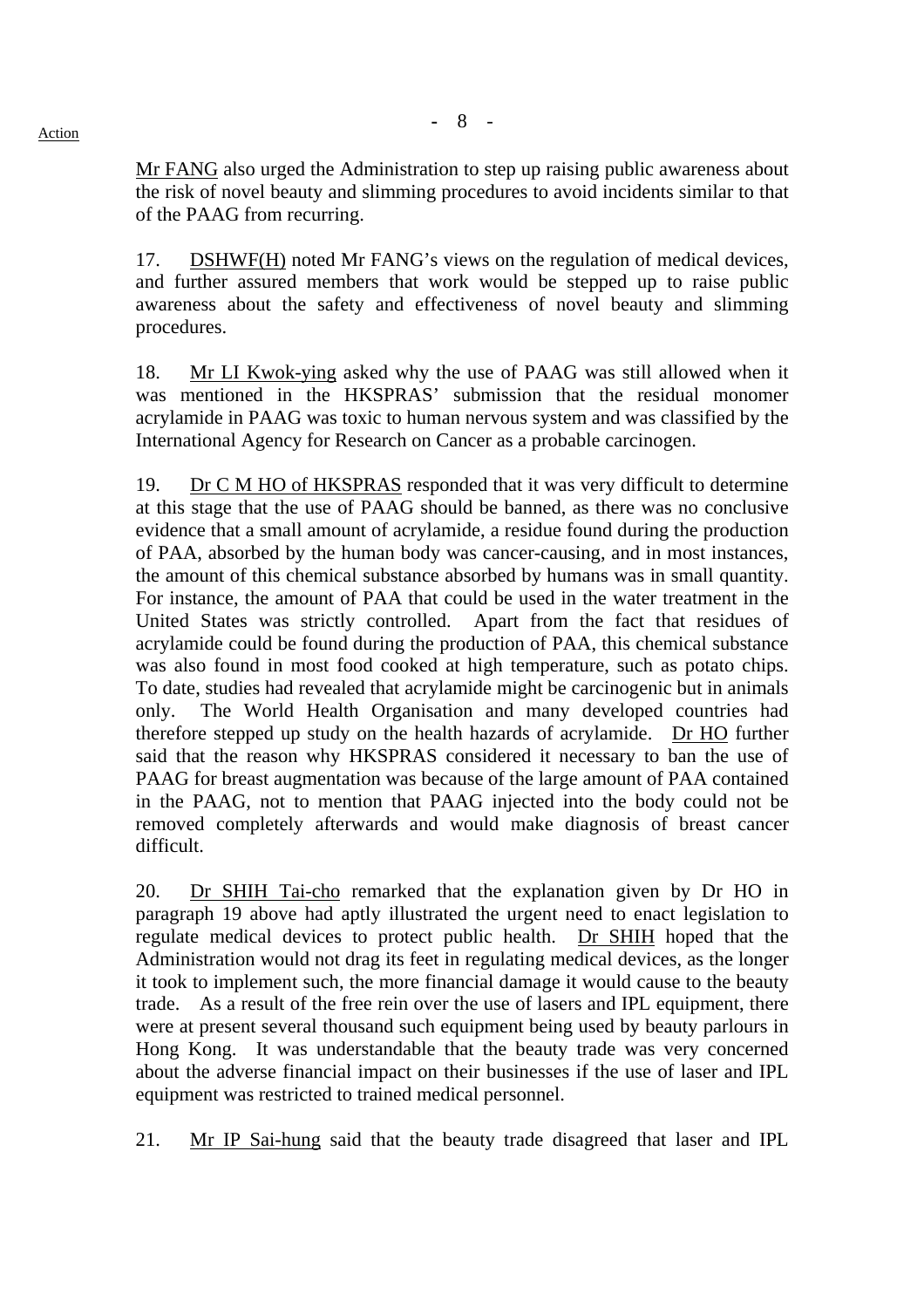Mr FANG also urged the Administration to step up raising public awareness about the risk of novel beauty and slimming procedures to avoid incidents similar to that of the PAAG from recurring.

17. DSHWF(H) noted Mr FANG's views on the regulation of medical devices, and further assured members that work would be stepped up to raise public awareness about the safety and effectiveness of novel beauty and slimming procedures.

18. Mr LI Kwok-ying asked why the use of PAAG was still allowed when it was mentioned in the HKSPRAS' submission that the residual monomer acrylamide in PAAG was toxic to human nervous system and was classified by the International Agency for Research on Cancer as a probable carcinogen.

19. Dr C M HO of HKSPRAS responded that it was very difficult to determine at this stage that the use of PAAG should be banned, as there was no conclusive evidence that a small amount of acrylamide, a residue found during the production of PAA, absorbed by the human body was cancer-causing, and in most instances, the amount of this chemical substance absorbed by humans was in small quantity. For instance, the amount of PAA that could be used in the water treatment in the United States was strictly controlled. Apart from the fact that residues of acrylamide could be found during the production of PAA, this chemical substance was also found in most food cooked at high temperature, such as potato chips. To date, studies had revealed that acrylamide might be carcinogenic but in animals only. The World Health Organisation and many developed countries had therefore stepped up study on the health hazards of acrylamide. Dr HO further said that the reason why HKSPRAS considered it necessary to ban the use of PAAG for breast augmentation was because of the large amount of PAA contained in the PAAG, not to mention that PAAG injected into the body could not be removed completely afterwards and would make diagnosis of breast cancer difficult.

20. Dr SHIH Tai-cho remarked that the explanation given by Dr HO in paragraph 19 above had aptly illustrated the urgent need to enact legislation to regulate medical devices to protect public health. Dr SHIH hoped that the Administration would not drag its feet in regulating medical devices, as the longer it took to implement such, the more financial damage it would cause to the beauty trade. As a result of the free rein over the use of lasers and IPL equipment, there were at present several thousand such equipment being used by beauty parlours in Hong Kong. It was understandable that the beauty trade was very concerned about the adverse financial impact on their businesses if the use of laser and IPL equipment was restricted to trained medical personnel.

21. Mr IP Sai-hung said that the beauty trade disagreed that laser and IPL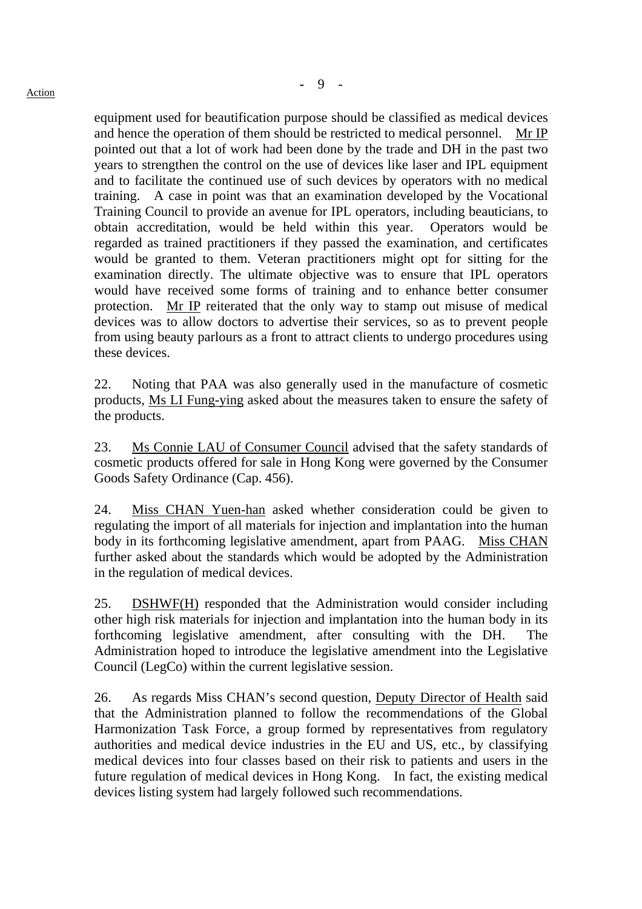equipment used for beautification purpose should be classified as medical devices and hence the operation of them should be restricted to medical personnel. Mr IP pointed out that a lot of work had been done by the trade and DH in the past two years to strengthen the control on the use of devices like laser and IPL equipment and to facilitate the continued use of such devices by operators with no medical training. A case in point was that an examination developed by the Vocational Training Council to provide an avenue for IPL operators, including beauticians, to obtain accreditation, would be held within this year. Operators would be regarded as trained practitioners if they passed the examination, and certificates would be granted to them. Veteran practitioners might opt for sitting for the examination directly. The ultimate objective was to ensure that IPL operators would have received some forms of training and to enhance better consumer protection. Mr IP reiterated that the only way to stamp out misuse of medical devices was to allow doctors to advertise their services, so as to prevent people from using beauty parlours as a front to attract clients to undergo procedures using these devices.

22. Noting that PAA was also generally used in the manufacture of cosmetic products, Ms LI Fung-ying asked about the measures taken to ensure the safety of the products.

23. Ms Connie LAU of Consumer Council advised that the safety standards of cosmetic products offered for sale in Hong Kong were governed by the Consumer Goods Safety Ordinance (Cap. 456).

24. Miss CHAN Yuen-han asked whether consideration could be given to regulating the import of all materials for injection and implantation into the human body in its forthcoming legislative amendment, apart from PAAG. Miss CHAN further asked about the standards which would be adopted by the Administration in the regulation of medical devices.

25. DSHWF(H) responded that the Administration would consider including other high risk materials for injection and implantation into the human body in its forthcoming legislative amendment, after consulting with the DH. The Administration hoped to introduce the legislative amendment into the Legislative Council (LegCo) within the current legislative session.

26. As regards Miss CHAN's second question, Deputy Director of Health said that the Administration planned to follow the recommendations of the Global Harmonization Task Force, a group formed by representatives from regulatory authorities and medical device industries in the EU and US, etc., by classifying medical devices into four classes based on their risk to patients and users in the future regulation of medical devices in Hong Kong. In fact, the existing medical devices listing system had largely followed such recommendations.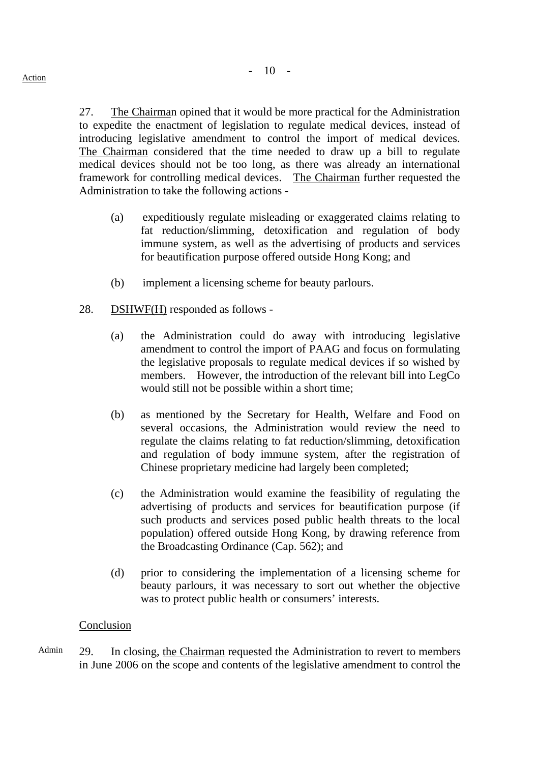Action

27. The Chairman opined that it would be more practical for the Administration to expedite the enactment of legislation to regulate medical devices, instead of introducing legislative amendment to control the import of medical devices. The Chairman considered that the time needed to draw up a bill to regulate medical devices should not be too long, as there was already an international framework for controlling medical devices. The Chairman further requested the Administration to take the following actions -

(a) expeditiously regulate misleading or exaggerated claims relating to fat reduction/slimming, detoxification and regulation of body immune system, as well as the advertising of products and services for beautification purpose offered outside Hong Kong; and

(b) implement a licensing scheme for beauty parlours.

28. DSHWF(H) responded as follows -

(a) the Administration could do away with introducing legislative amendment to control the import of PAAG and focus on formulating the legislative proposals to regulate medical devices if so wished by members. However, the introduction of the relevant bill into LegCo would still not be possible within a short time;

(b) as mentioned by the Secretary for Health, Welfare and Food on several occasions, the Administration would review the need to regulate the claims relating to fat reduction/slimming, detoxification and regulation of body immune system, after the registration of Chinese proprietary medicine had largely been completed;

(c) the Administration would examine the feasibility of regulating the advertising of products and services for beautification purpose (if such products and services posed public health threats to the local population) offered outside Hong Kong, by drawing reference from the Broadcasting Ordinance (Cap. 562); and

(d) prior to considering the implementation of a licensing scheme for beauty parlours, it was necessary to sort out whether the objective was to protect public health or consumers' interests.

Conclusion

Admin

29. In closing, the Chairman requested the Administration to revert to members in June 2006 on the scope and contents of the legislative amendment to control the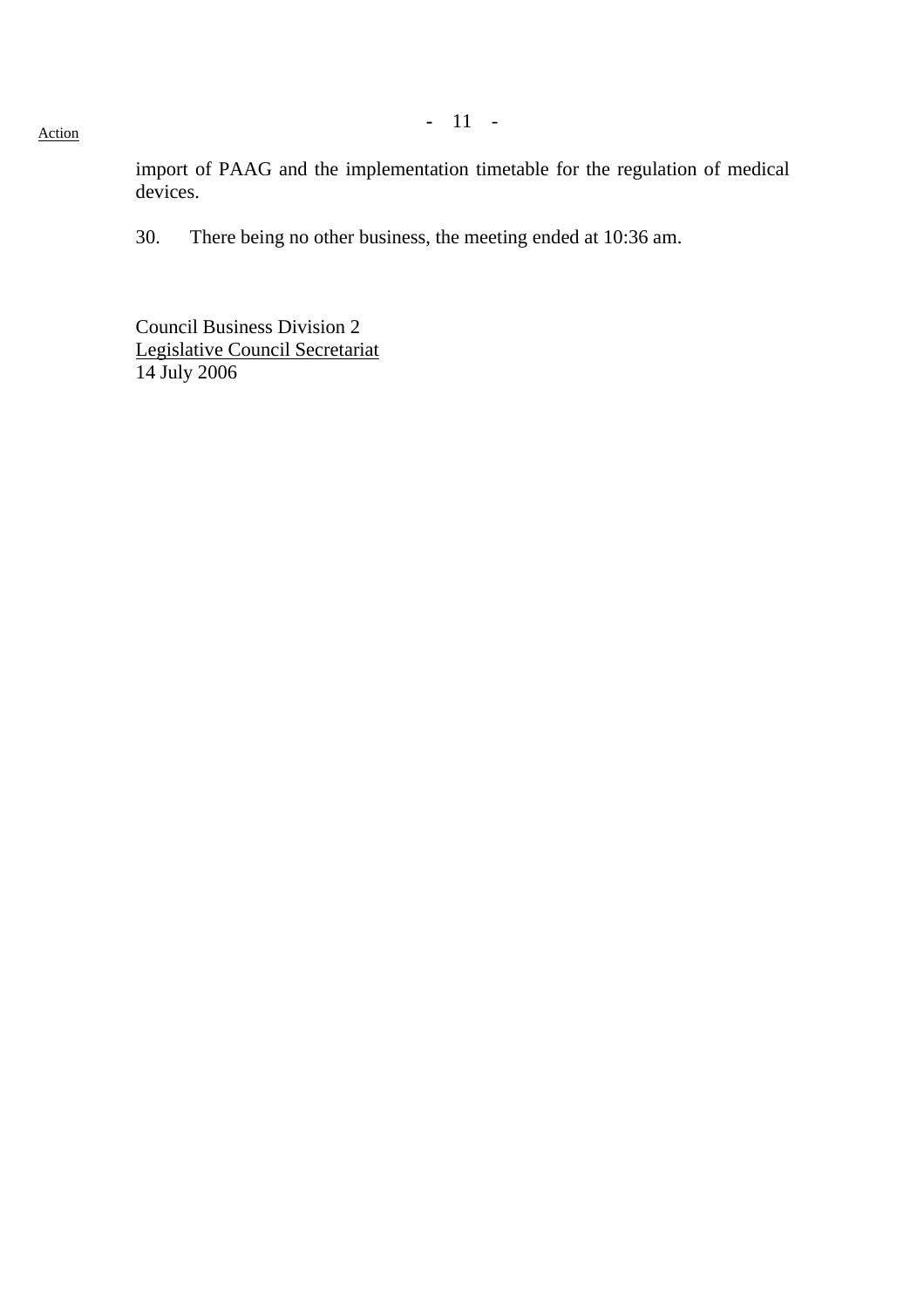Action

import of PAAG and the implementation timetable for the regulation of medical devices.

30. There being no other business, the meeting ended at 10:36 am.

Council Business Division 2
Legislative Council Secretariat
14 July 2006